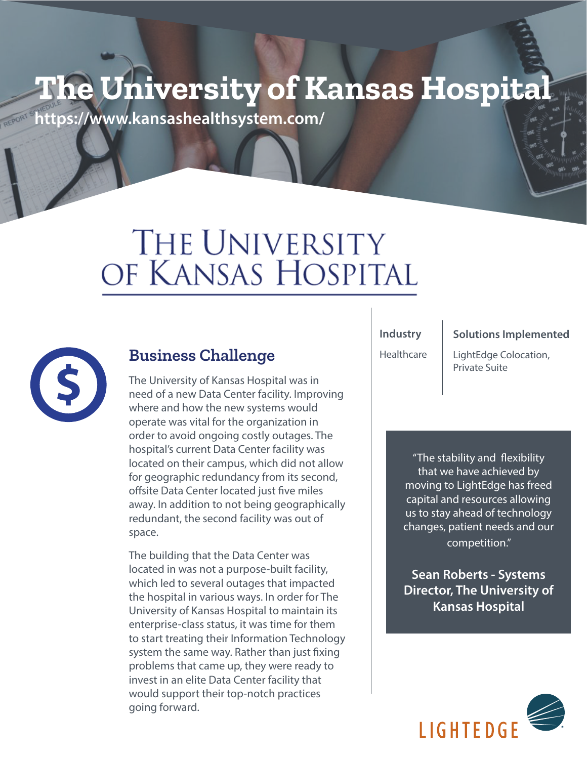# The University of Kansas Hospital

https://www.kansashealthsystem.com/

THE UNIVERSITY OF KANSAS HOSPITAL

## Business Challenge

The University of Kansas Hospital was in need of a new Data Center facility. Improving where and how the new systems would operate was vital for the organization in order to avoid ongoing costly outages. The hospital's current Data Center facility was located on their campus, which did not allow for geographic redundancy from its second, offsite Data Center located just five miles away. In addition to not being geographically redundant, the second facility was out of space.

The building that the Data Center was located in was not a purpose-built facility, which led to several outages that impacted the hospital in various ways. In order for The University of Kansas Hospital to maintain its enterprise-class status, it was time for them to start treating their Information Technology system the same way. Rather than just fixing problems that came up, they were ready to invest in an elite Data Center facility that would support their top-notch practices going forward.

**Industry**

Healthcare

**Solutions Implemented**

LightEdge Colocation, Private Suite

"The stability and flexibility that we have achieved by moving to LightEdge has freed capital and resources allowing us to stay ahead of technology changes, patient needs and our competition."

**Sean Roberts - Systems Director, The University of Kansas Hospital**

LIGHTEDGE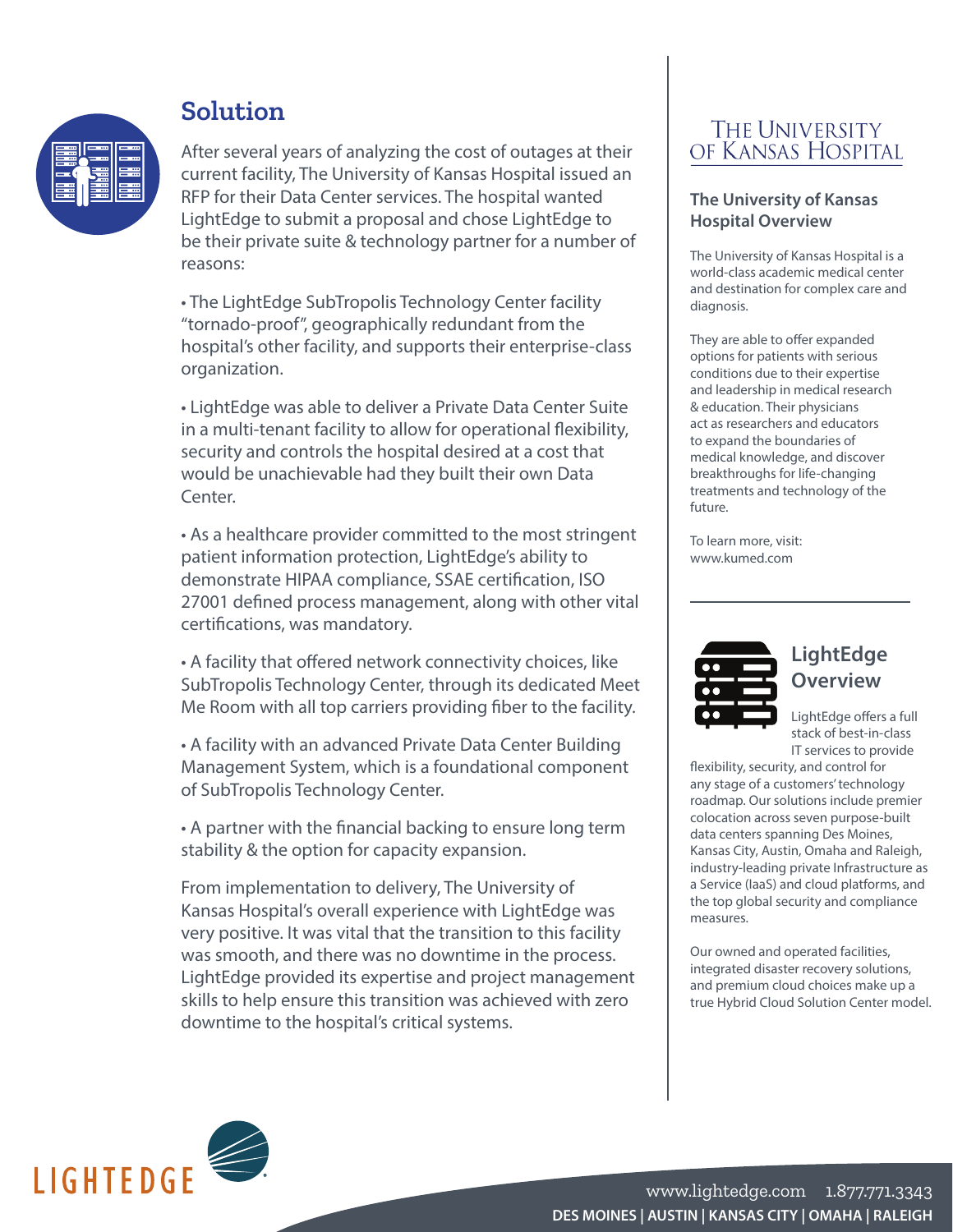## Solution

After several years of analyzing the cost of outages at their current facility, The University of Kansas Hospital issued an RFP for their Data Center services. The hospital wanted LightEdge to submit a proposal and chose LightEdge to be their private suite & technology partner for a number of reasons:

• The LightEdge SubTropolis Technology Center facility "tornado-proof", geographically redundant from the hospital's other facility, and supports their enterprise-class organization.

• LightEdge was able to deliver a Private Data Center Suite in a multi-tenant facility to allow for operational flexibility, security and controls the hospital desired at a cost that would be unachievable had they built their own Data Center.

• As a healthcare provider committed to the most stringent patient information protection, LightEdge's ability to demonstrate HIPAA compliance, SSAE certification, ISO 27001 defined process management, along with other vital certifications, was mandatory.

• A facility that offered network connectivity choices, like SubTropolis Technology Center, through its dedicated Meet Me Room with all top carriers providing fiber to the facility.

• A facility with an advanced Private Data Center Building Management System, which is a foundational component of SubTropolis Technology Center.

• A partner with the financial backing to ensure long term stability & the option for capacity expansion.

From implementation to delivery, The University of Kansas Hospital's overall experience with LightEdge was very positive. It was vital that the transition to this facility was smooth, and there was no downtime in the process. LightEdge provided its expertise and project management skills to help ensure this transition was achieved with zero downtime to the hospital's critical systems.

THE UNIVERSITY OF KANSAS HOSPITAL

### The University of Kansas Hospital Overview

The University of Kansas Hospital is a world-class academic medical center and destination for complex care and diagnosis.

They are able to offer expanded options for patients with serious conditions due to their expertise and leadership in medical research & education. Their physicians act as researchers and educators to expand the boundaries of medical knowledge, and discover breakthroughs for life-changing treatments and technology of the future.

To learn more, visit:
www.kumed.com

### LightEdge Overview

LightEdge offers a full stack of best-in-class IT services to provide flexibility, security, and control for any stage of a customers' technology roadmap. Our solutions include premier colocation across seven purpose-built data centers spanning Des Moines, Kansas City, Austin, Omaha and Raleigh, industry-leading private Infrastructure as a Service (IaaS) and cloud platforms, and the top global security and compliance measures.

Our owned and operated facilities, integrated disaster recovery solutions, and premium cloud choices make up a true Hybrid Cloud Solution Center model.

LIGHTEDGE

www.lightedge.com 1.877.771.3343

**DES MOINES | AUSTIN | KANSAS CITY | OMAHA | RALEIGH**